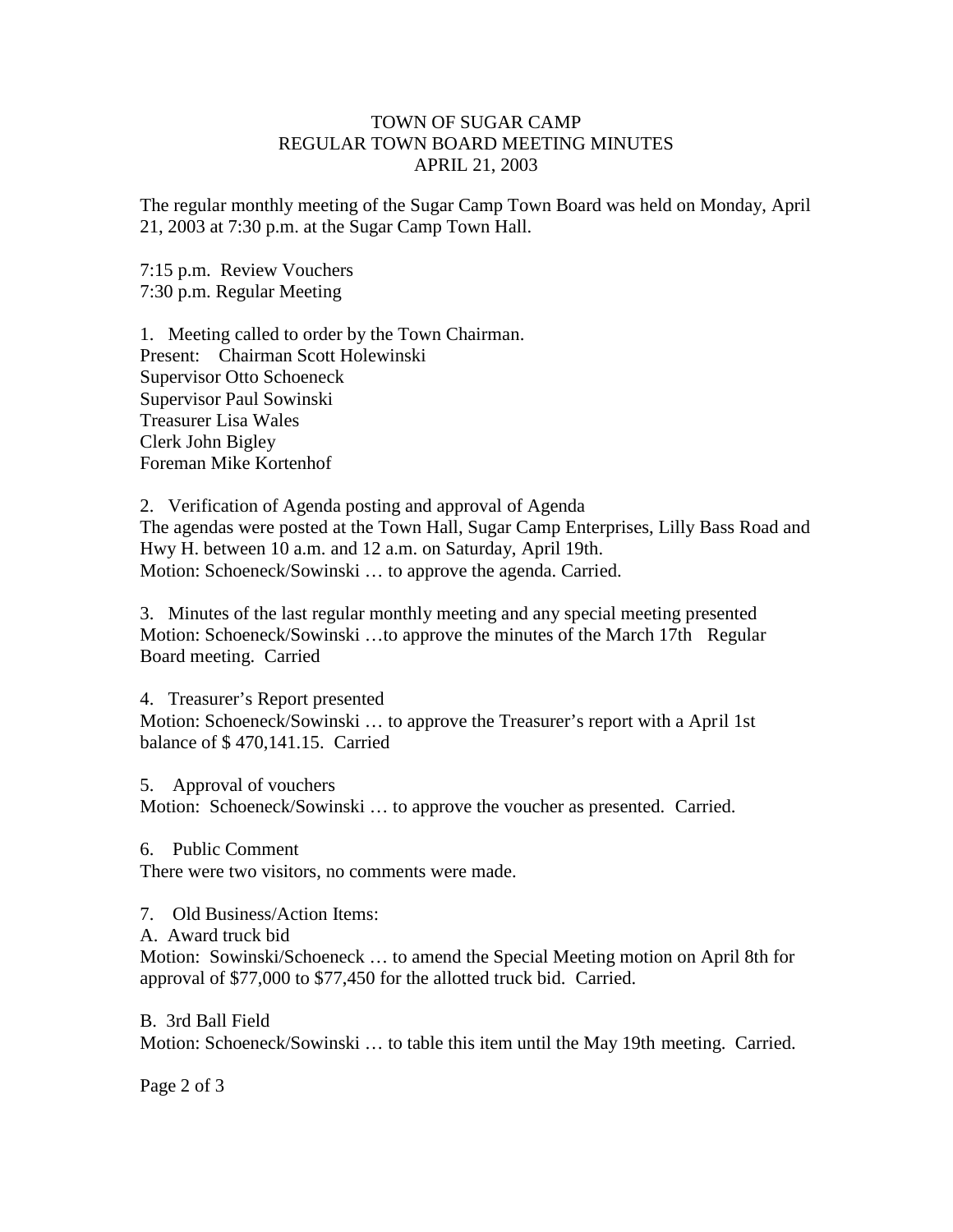# TOWN OF SUGAR CAMP
## REGULAR TOWN BOARD MEETING MINUTES
### APRIL 21, 2003

The regular monthly meeting of the Sugar Camp Town Board was held on Monday, April 21, 2003 at 7:30 p.m. at the Sugar Camp Town Hall.

7:15 p.m. Review Vouchers
7:30 p.m. Regular Meeting

1. Meeting called to order by the Town Chairman.
Present: Chairman Scott Holewinski
Supervisor Otto Schoeneck
Supervisor Paul Sowinski
Treasurer Lisa Wales
Clerk John Bigley
Foreman Mike Kortenhof

2. Verification of Agenda posting and approval of Agenda
The agendas were posted at the Town Hall, Sugar Camp Enterprises, Lilly Bass Road and Hwy H. between 10 a.m. and 12 a.m. on Saturday, April 19th.
Motion: Schoeneck/Sowinski … to approve the agenda. Carried.

3. Minutes of the last regular monthly meeting and any special meeting presented
Motion: Schoeneck/Sowinski …to approve the minutes of the March 17th Regular Board meeting. Carried

4. Treasurer's Report presented
Motion: Schoeneck/Sowinski … to approve the Treasurer's report with a April 1st balance of $ 470,141.15. Carried

5. Approval of vouchers
Motion: Schoeneck/Sowinski … to approve the voucher as presented. Carried.

6. Public Comment
There were two visitors, no comments were made.

7. Old Business/Action Items:

A. Award truck bid
Motion: Sowinski/Schoeneck … to amend the Special Meeting motion on April 8th for approval of $77,000 to $77,450 for the allotted truck bid. Carried.

B. 3rd Ball Field
Motion: Schoeneck/Sowinski … to table this item until the May 19th meeting. Carried.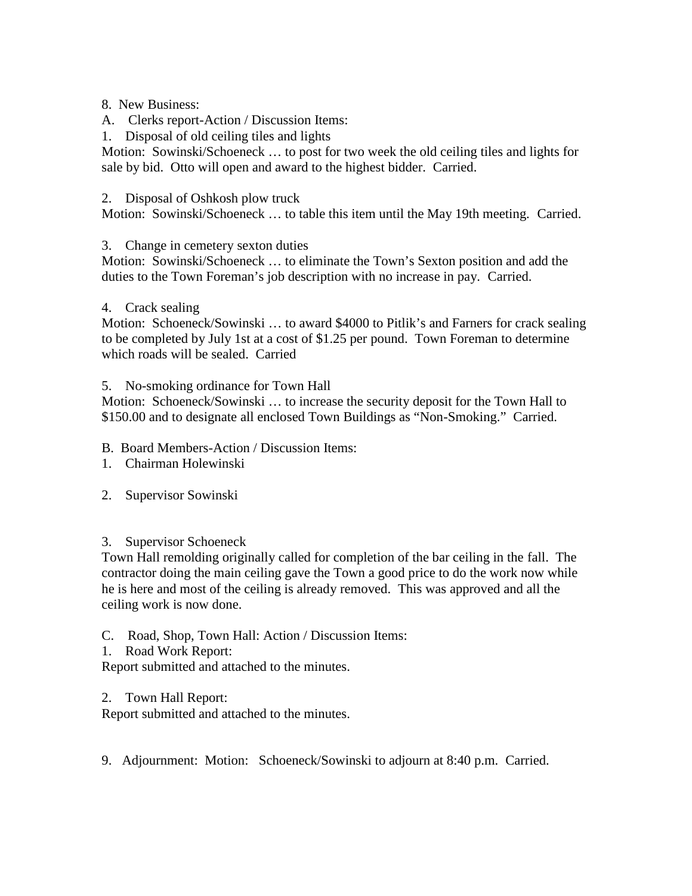8. New Business:

A. Clerks report-Action / Discussion Items:

1. Disposal of old ceiling tiles and lights

Motion: Sowinski/Schoeneck … to post for two week the old ceiling tiles and lights for sale by bid. Otto will open and award to the highest bidder. Carried.

2. Disposal of Oshkosh plow truck

Motion: Sowinski/Schoeneck … to table this item until the May 19th meeting. Carried.

3. Change in cemetery sexton duties

Motion: Sowinski/Schoeneck … to eliminate the Town's Sexton position and add the duties to the Town Foreman's job description with no increase in pay. Carried.

4. Crack sealing

Motion: Schoeneck/Sowinski … to award $4000 to Pitlik's and Farners for crack sealing to be completed by July 1st at a cost of $1.25 per pound. Town Foreman to determine which roads will be sealed. Carried

5. No-smoking ordinance for Town Hall

Motion: Schoeneck/Sowinski … to increase the security deposit for the Town Hall to $150.00 and to designate all enclosed Town Buildings as "Non-Smoking." Carried.

B. Board Members-Action / Discussion Items:

1. Chairman Holewinski

2. Supervisor Sowinski

3. Supervisor Schoeneck

Town Hall remolding originally called for completion of the bar ceiling in the fall. The contractor doing the main ceiling gave the Town a good price to do the work now while he is here and most of the ceiling is already removed. This was approved and all the ceiling work is now done.

C. Road, Shop, Town Hall: Action / Discussion Items:

1. Road Work Report:

Report submitted and attached to the minutes.

2. Town Hall Report:

Report submitted and attached to the minutes.

9. Adjournment: Motion: Schoeneck/Sowinski to adjourn at 8:40 p.m. Carried.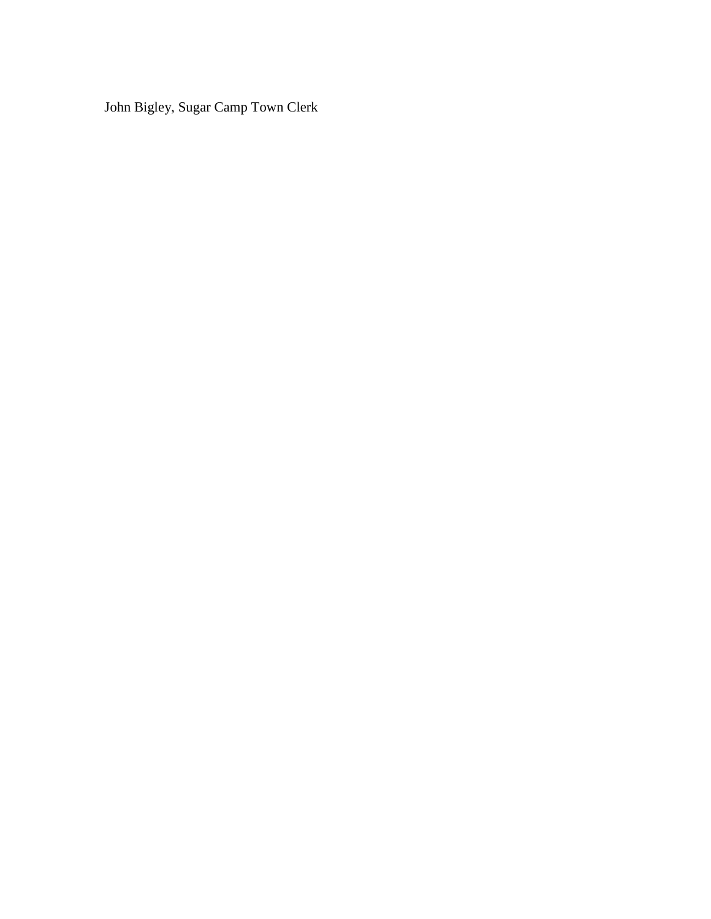John Bigley, Sugar Camp Town Clerk